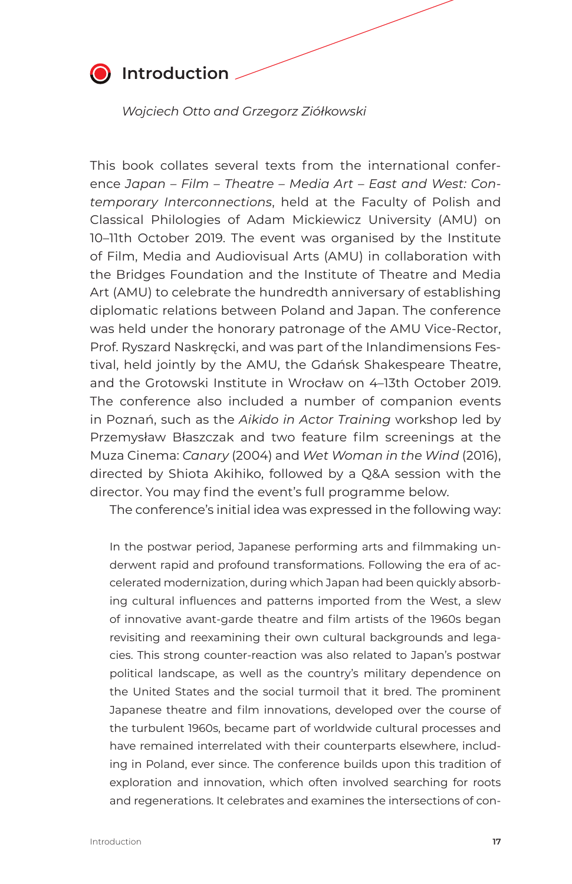# Introduction

*Wojciech Otto and Grzegorz Ziółkowski*

This book collates several texts from the international conference *Japan – Film – Theatre – Media Art – East and West: Contemporary Interconnections*, held at the Faculty of Polish and Classical Philologies of Adam Mickiewicz University (AMU) on 10–11th October 2019. The event was organised by the Institute of Film, Media and Audiovisual Arts (AMU) in collaboration with the Bridges Foundation and the Institute of Theatre and Media Art (AMU) to celebrate the hundredth anniversary of establishing diplomatic relations between Poland and Japan. The conference was held under the honorary patronage of the AMU Vice-Rector, Prof. Ryszard Naskręcki, and was part of the Inlandimensions Festival, held jointly by the AMU, the Gdańsk Shakespeare Theatre, and the Grotowski Institute in Wrocław on 4–13th October 2019. The conference also included a number of companion events in Poznań, such as the *Aikido in Actor Training* workshop led by Przemysław Błaszczak and two feature film screenings at the Muza Cinema: *Canary* (2004) and *Wet Woman in the Wind* (2016), directed by Shiota Akihiko, followed by a Q&A session with the director. You may find the event's full programme below.

The conference's initial idea was expressed in the following way:

> In the postwar period, Japanese performing arts and filmmaking underwent rapid and profound transformations. Following the era of accelerated modernization, during which Japan had been quickly absorbing cultural influences and patterns imported from the West, a slew of innovative avant-garde theatre and film artists of the 1960s began revisiting and reexamining their own cultural backgrounds and legacies. This strong counter-reaction was also related to Japan's postwar political landscape, as well as the country's military dependence on the United States and the social turmoil that it bred. The prominent Japanese theatre and film innovations, developed over the course of the turbulent 1960s, became part of worldwide cultural processes and have remained interrelated with their counterparts elsewhere, including in Poland, ever since. The conference builds upon this tradition of exploration and innovation, which often involved searching for roots and regenerations. It celebrates and examines the intersections of con-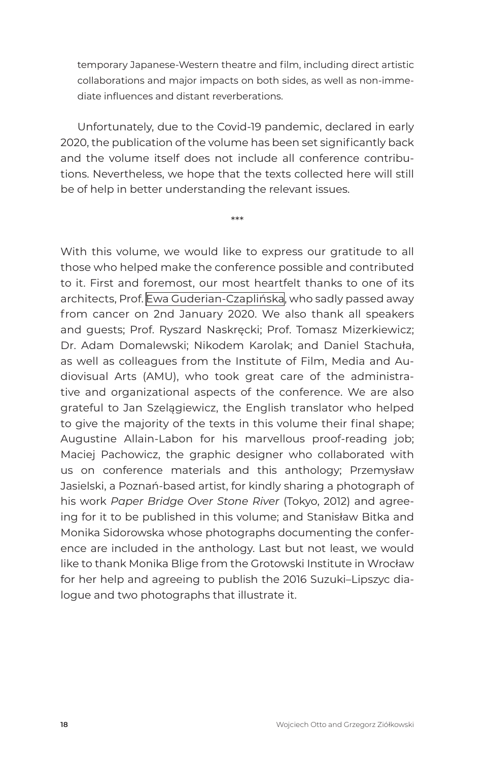temporary Japanese-Western theatre and film, including direct artistic collaborations and major impacts on both sides, as well as non-immediate influences and distant reverberations.

Unfortunately, due to the Covid-19 pandemic, declared in early 2020, the publication of the volume has been set significantly back and the volume itself does not include all conference contributions. Nevertheless, we hope that the texts collected here will still be of help in better understanding the relevant issues.

***

With this volume, we would like to express our gratitude to all those who helped make the conference possible and contributed to it. First and foremost, our most heartfelt thanks to one of its architects, Prof. Ewa Guderian-Czaplińska, who sadly passed away from cancer on 2nd January 2020. We also thank all speakers and guests; Prof. Ryszard Naskręcki; Prof. Tomasz Mizerkiewicz; Dr. Adam Domalewski; Nikodem Karolak; and Daniel Stachuła, as well as colleagues from the Institute of Film, Media and Audiovisual Arts (AMU), who took great care of the administrative and organizational aspects of the conference. We are also grateful to Jan Szelągiewicz, the English translator who helped to give the majority of the texts in this volume their final shape; Augustine Allain-Labon for his marvellous proof-reading job; Maciej Pachowicz, the graphic designer who collaborated with us on conference materials and this anthology; Przemysław Jasielski, a Poznań-based artist, for kindly sharing a photograph of his work *Paper Bridge Over Stone River* (Tokyo, 2012) and agreeing for it to be published in this volume; and Stanisław Bitka and Monika Sidorowska whose photographs documenting the conference are included in the anthology. Last but not least, we would like to thank Monika Blige from the Grotowski Institute in Wrocław for her help and agreeing to publish the 2016 Suzuki–Lipszyc dialogue and two photographs that illustrate it.